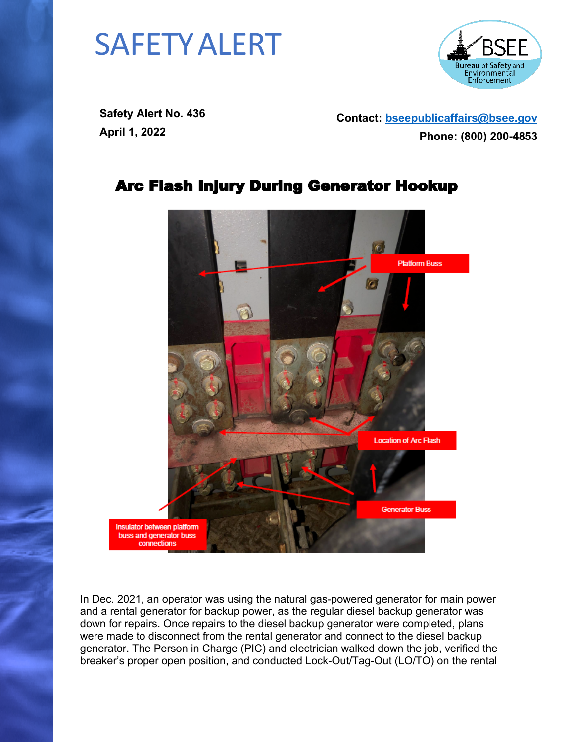# SAFETY ALERT

**Safety Alert No. 436**
**April 1, 2022**

**Contact: bseepublicaffairs@bsee.gov**
**Phone: (800) 200-4853**

## Arc Flash Injury During Generator Hookup

Platform Buss

Location of Arc Flash

Generator Buss

Insulator between platform buss and generator buss connections

In Dec. 2021, an operator was using the natural gas-powered generator for main power and a rental generator for backup power, as the regular diesel backup generator was down for repairs. Once repairs to the diesel backup generator were completed, plans were made to disconnect from the rental generator and connect to the diesel backup generator. The Person in Charge (PIC) and electrician walked down the job, verified the breaker's proper open position, and conducted Lock-Out/Tag-Out (LO/TO) on the rental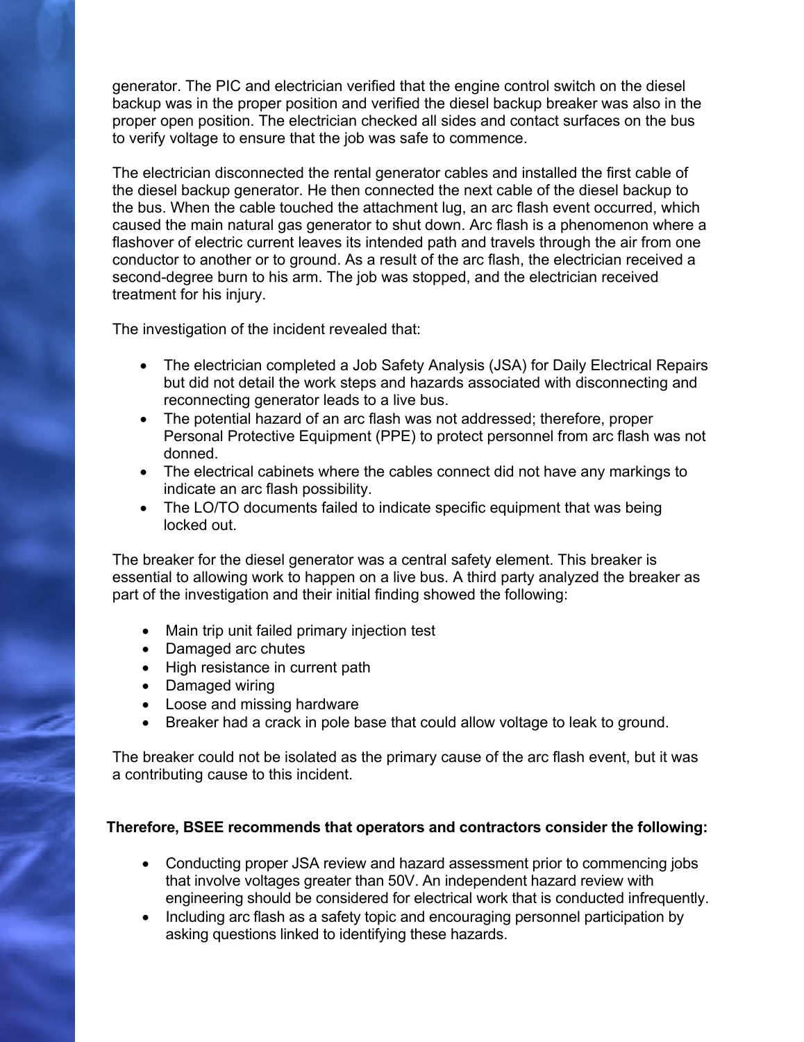generator. The PIC and electrician verified that the engine control switch on the diesel backup was in the proper position and verified the diesel backup breaker was also in the proper open position. The electrician checked all sides and contact surfaces on the bus to verify voltage to ensure that the job was safe to commence.

The electrician disconnected the rental generator cables and installed the first cable of the diesel backup generator. He then connected the next cable of the diesel backup to the bus. When the cable touched the attachment lug, an arc flash event occurred, which caused the main natural gas generator to shut down. Arc flash is a phenomenon where a flashover of electric current leaves its intended path and travels through the air from one conductor to another or to ground. As a result of the arc flash, the electrician received a second-degree burn to his arm. The job was stopped, and the electrician received treatment for his injury.

The investigation of the incident revealed that:

- The electrician completed a Job Safety Analysis (JSA) for Daily Electrical Repairs but did not detail the work steps and hazards associated with disconnecting and reconnecting generator leads to a live bus.
- The potential hazard of an arc flash was not addressed; therefore, proper Personal Protective Equipment (PPE) to protect personnel from arc flash was not donned.
- The electrical cabinets where the cables connect did not have any markings to indicate an arc flash possibility.
- The LO/TO documents failed to indicate specific equipment that was being locked out.

The breaker for the diesel generator was a central safety element. This breaker is essential to allowing work to happen on a live bus. A third party analyzed the breaker as part of the investigation and their initial finding showed the following:

- Main trip unit failed primary injection test
- Damaged arc chutes
- High resistance in current path
- Damaged wiring
- Loose and missing hardware
- Breaker had a crack in pole base that could allow voltage to leak to ground.

The breaker could not be isolated as the primary cause of the arc flash event, but it was a contributing cause to this incident.

**Therefore, BSEE recommends that operators and contractors consider the following:**

- Conducting proper JSA review and hazard assessment prior to commencing jobs that involve voltages greater than 50V. An independent hazard review with engineering should be considered for electrical work that is conducted infrequently.
- Including arc flash as a safety topic and encouraging personnel participation by asking questions linked to identifying these hazards.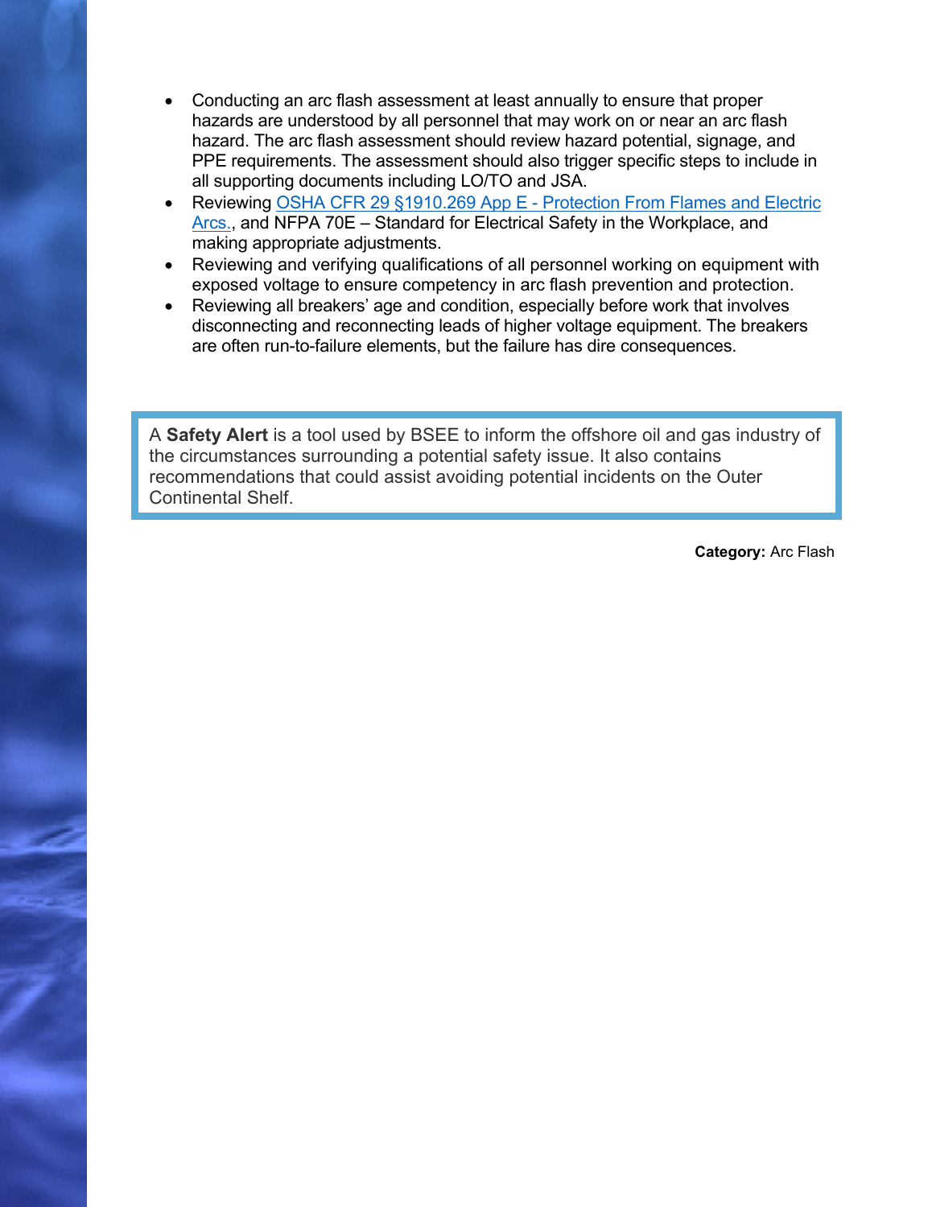- Conducting an arc flash assessment at least annually to ensure that proper hazards are understood by all personnel that may work on or near an arc flash hazard. The arc flash assessment should review hazard potential, signage, and PPE requirements. The assessment should also trigger specific steps to include in all supporting documents including LO/TO and JSA.
- Reviewing OSHA CFR 29 §1910.269 App E - Protection From Flames and Electric Arcs., and NFPA 70E – Standard for Electrical Safety in the Workplace, and making appropriate adjustments.
- Reviewing and verifying qualifications of all personnel working on equipment with exposed voltage to ensure competency in arc flash prevention and protection.
- Reviewing all breakers' age and condition, especially before work that involves disconnecting and reconnecting leads of higher voltage equipment. The breakers are often run-to-failure elements, but the failure has dire consequences.

A **Safety Alert** is a tool used by BSEE to inform the offshore oil and gas industry of the circumstances surrounding a potential safety issue. It also contains recommendations that could assist avoiding potential incidents on the Outer Continental Shelf.

**Category:** Arc Flash